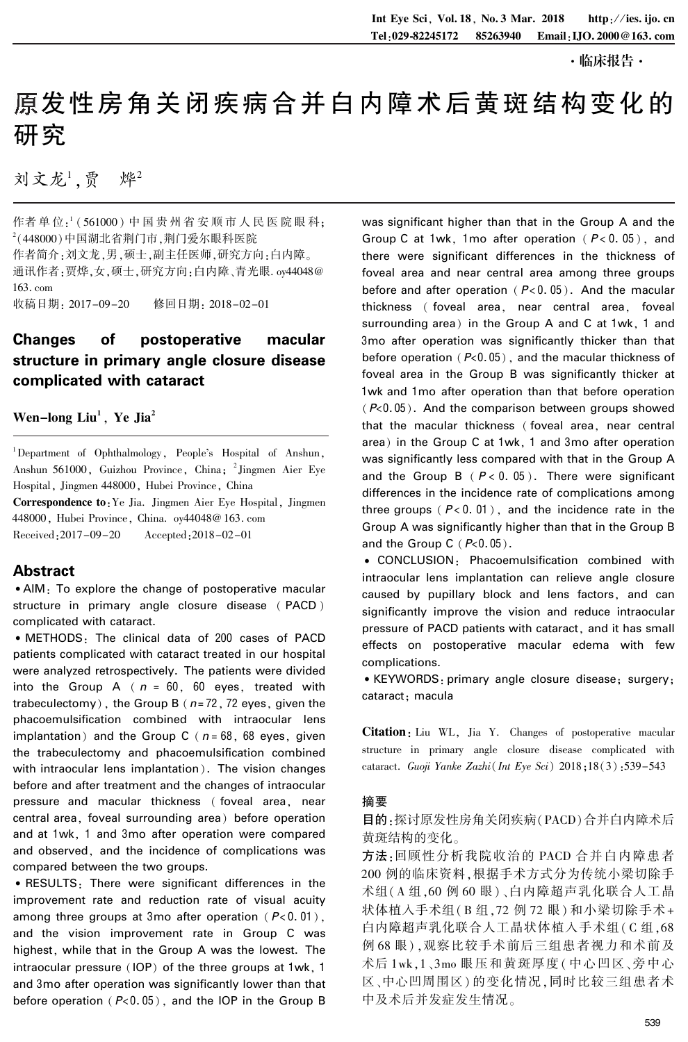·临床报告·

# 原发性房角关闭疾病合并白内障术后黄斑结构变化的研究

刘文龙[1],贾　烨[2]

作者单位:[1](561000)中国贵州省安顺市人民医院眼科;[2](448000)中国湖北省荆门市,荆门爱尔眼科医院

作者简介:刘文龙,男,硕士,副主任医师,研究方向:白内障。

通讯作者:贾烨,女,硕士,研究方向:白内障、青光眼. oy44048@163. com

收稿日期: 2017-09-20　　修回日期: 2018-02-01

## Changes of postoperative macular structure in primary angle closure disease complicated with cataract

**Wen-long Liu[1], Ye Jia[2]**

[1]Department of Ophthalmology, People's Hospital of Anshun, Anshun 561000, Guizhou Province, China; [2]Jingmen Aier Eye Hospital, Jingmen 448000, Hubei Province, China

**Correspondence to:** Ye Jia. Jingmen Aier Eye Hospital, Jingmen 448000, Hubei Province, China. oy44048@163. com

Received: 2017-09-20　　Accepted: 2018-02-01

### Abstract

• AIM: To explore the change of postoperative macular structure in primary angle closure disease (PACD) complicated with cataract.

• METHODS: The clinical data of 200 cases of PACD patients complicated with cataract treated in our hospital were analyzed retrospectively. The patients were divided into the Group A ($n$ = 60, 60 eyes, treated with trabeculectomy), the Group B ($n$ = 72, 72 eyes, given the phacoemulsification combined with intraocular lens implantation) and the Group C ($n$ = 68, 68 eyes, given the trabeculectomy and phacoemulsification combined with intraocular lens implantation). The vision changes before and after treatment and the changes of intraocular pressure and macular thickness (foveal area, near central area, foveal surrounding area) before operation and at 1wk, 1 and 3mo after operation were compared and observed, and the incidence of complications was compared between the two groups.

• RESULTS: There were significant differences in the improvement rate and reduction rate of visual acuity among three groups at 3mo after operation ($P$<0.01), and the vision improvement rate in Group C was highest, while that in the Group A was the lowest. The intraocular pressure (IOP) of the three groups at 1wk, 1 and 3mo after operation was significantly lower than that before operation ($P$<0.05), and the IOP in the Group B was significant higher than that in the Group A and the Group C at 1wk, 1mo after operation ($P$<0.05), and there were significant differences in the thickness of foveal area and near central area among three groups before and after operation ($P$<0.05). And the macular thickness (foveal area, near central area, foveal surrounding area) in the Group A and C at 1wk, 1 and 3mo after operation was significantly thicker than that before operation ($P$<0.05), and the macular thickness of foveal area in the Group B was significantly thicker at 1wk and 1mo after operation than that before operation ($P$<0.05). And the comparison between groups showed that the macular thickness (foveal area, near central area) in the Group C at 1wk, 1 and 3mo after operation was significantly less compared with that in the Group A and the Group B ($P$<0.05). There were significant differences in the incidence rate of complications among three groups ($P$<0.01), and the incidence rate in the Group A was significantly higher than that in the Group B and the Group C ($P$<0.05).

• CONCLUSION: Phacoemulsification combined with intraocular lens implantation can relieve angle closure caused by pupillary block and lens factors, and can significantly improve the vision and reduce intraocular pressure of PACD patients with cataract, and it has small effects on postoperative macular edema with few complications.

• KEYWORDS: primary angle closure disease; surgery; cataract; macula

**Citation:** Liu WL, Jia Y. Changes of postoperative macular structure in primary angle closure disease complicated with cataract. *Guoji Yanke Zazhi* (*Int Eye Sci*) 2018;18(3):539-543

### 摘要

**目的**:探讨原发性房角关闭疾病(PACD)合并白内障术后黄斑结构的变化。

**方法**:回顾性分析我院收治的 PACD 合并白内障患者 200 例的临床资料,根据手术方式分为传统小梁切除手术组(A 组,60 例 60 眼)、白内障超声乳化联合人工晶状体植入手术组(B 组,72 例 72 眼)和小梁切除手术+白内障超声乳化联合人工晶状体植入手术组(C 组,68 例 68 眼),观察比较手术前后三组患者视力和术前及术后 1wk,1、3mo 眼压和黄斑厚度(中心凹区、旁中心区、中心凹周围区)的变化情况,同时比较三组患者术中及术后并发症发生情况。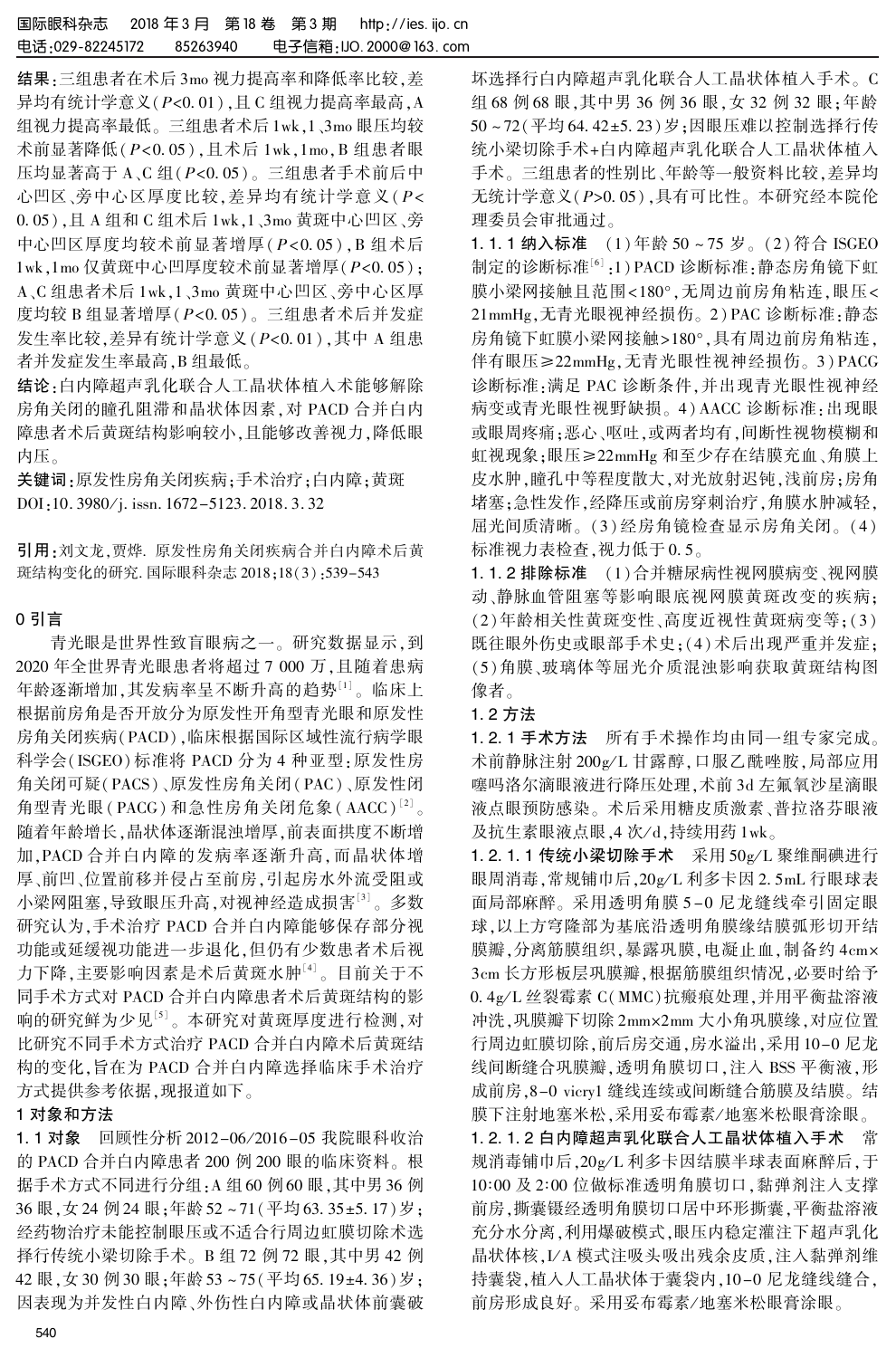**结果**：三组患者在术后 3mo 视力提高率和降低率比较，差异均有统计学意义($P<0.01$)，且 C 组视力提高率最高，A 组视力提高率最低。三组患者术后 1wk、1、3mo 眼压均较术前显著降低($P<0.05$)，且术后 1wk、1mo，B 组患者眼压均显著高于 A、C 组($P<0.05$)。三组患者手术前后中心凹区、旁中心区厚度比较，差异均有统计学意义($P<0.05$)，且 A 组和 C 组术后 1wk、1、3mo 黄斑中心凹区、旁中心凹区厚度均较术前显著增厚($P<0.05$)，B 组术后 1wk、1mo 仅黄斑中心凹厚度较术前显著增厚($P<0.05$)；A、C 组患者术后 1wk、1、3mo 黄斑中心凹区、旁中心区厚度均较 B 组显著增厚($P<0.05$)。三组患者术后并发症发生率比较，差异有统计学意义($P<0.01$)，其中 A 组患者并发症发生率最高，B 组最低。

**结论**：白内障超声乳化联合人工晶状体植入术能够解除房角关闭的瞳孔阻滞和晶状体因素，对 PACD 合并白内障患者术后黄斑结构影响较小，且能够改善视力，降低眼内压。

**关键词**：原发性房角关闭疾病；手术治疗；白内障；黄斑

DOI：10.3980/j.issn.1672-5123.2018.3.32

**引用**：刘文龙，贾烨. 原发性房角关闭疾病合并白内障术后黄斑结构变化的研究. 国际眼科杂志 2018；18(3)：539-543

## 0 引言

青光眼是世界性致盲眼病之一。研究数据显示，到 2020 年全世界青光眼患者将超过 7 000 万，且随着患病年龄逐渐增加，其发病率呈不断升高的趋势[1]。临床上根据前房角是否开放分为原发性开角型青光眼和原发性房角关闭疾病(PACD)，临床根据国际区域性流行病学眼科学会(ISGEO)标准将 PACD 分为 4 种亚型：原发性房角关闭可疑(PACS)、原发性房角关闭(PAC)、原发性闭角型青光眼(PACG)和急性房角关闭危象(AACC)[2]。随着年龄增长，晶状体逐渐混浊增厚，前表面拱度不断增加，PACD 合并白内障的发病率逐渐升高，而晶状体增厚、前凹、位置前移并侵占至前房，引起房水外流受阻或小梁网阻塞，导致眼压升高，对视神经造成损害[3]。多数研究认为，手术治疗 PACD 合并白内障能够保存部分视功能或延缓视功能进一步退化，但仍有少数患者术后视力下降，主要影响因素是术后黄斑水肿[4]。目前关于不同手术方式对 PACD 合并白内障患者术后黄斑结构的影响的研究鲜为少见[5]。本研究对黄斑厚度进行检测，对比研究不同手术方式治疗 PACD 合并白内障术后黄斑结构的变化，旨在为 PACD 合并白内障选择临床手术治疗方式提供参考依据，现报道如下。

## 1 对象和方法

**1.1 对象** 回顾性分析 2012-06/2016-05 我院眼科收治的 PACD 合并白内障患者 200 例 200 眼的临床资料。根据手术方式不同进行分组：A 组 60 例 60 眼，其中男 36 例 36 眼，女 24 例 24 眼；年龄 52～71(平均 63.35±5.17)岁；经药物治疗未能控制眼压或不适合行周边虹膜切除术选择行传统小梁切除手术。B 组 72 例 72 眼，其中男 42 例 42 眼，女 30 例 30 眼；年龄 53～75(平均 65.19±4.36)岁；因表现为并发性白内障、外伤性白内障或晶状体前囊破坏选择行白内障超声乳化联合人工晶状体植入手术。C 组 68 例 68 眼，其中男 36 例 36 眼，女 32 例 32 眼；年龄 50～72(平均 64.42±5.23)岁；因眼压难以控制选择行传统小梁切除手术+白内障超声乳化联合人工晶状体植入手术。三组患者的性别比、年龄等一般资料比较，差异均无统计学意义($P>0.05$)，具有可比性。本研究经本院伦理委员会审批通过。

**1.1.1 纳入标准** (1)年龄 50～75 岁。(2)符合 ISGEO 制定的诊断标准[6]：1)PACD 诊断标准：静态房角镜下虹膜小梁网接触且范围<180°，无周边前房角粘连，眼压<21mmHg，无青光眼视神经损伤。2)PAC 诊断标准：静态房角镜下虹膜小梁网接触>180°，具有周边前房角粘连，伴有眼压≥22mmHg，无青光眼性视神经损伤。3)PACG 诊断标准：满足 PAC 诊断条件，并出现青光眼性视神经萎缩或青光眼性视野缺损。4)AACC 诊断标准：出现眼或眼周疼痛；恶心、呕吐，或两者均有，间断性视物模糊和虹视现象；眼压≥22mmHg 和至少存在结膜充血、角膜上皮水肿，瞳孔中等程度散大，对光放射迟钝，浅前房；房角堵塞；急性发作，经降压或前房穿刺治疗，角膜水肿减轻，屈光间质清晰。(3)经房角镜检查显示房角关闭。(4)标准视力表检查，视力低于 0.5。

**1.1.2 排除标准** (1)合并糖尿病性视网膜病变、视网膜动、静脉血管阻塞等影响眼底视网膜黄斑改变的疾病；(2)年龄相关性黄斑变性、高度近视性黄斑病变等；(3)既往眼外伤史或眼部手术史；(4)术后出现严重并发症；(5)角膜、玻璃体等屈光介质混浊影响获取黄斑结构图像者。

**1.2 方法**

**1.2.1 手术方法** 所有手术操作均由同一组专家完成。术前静脉注射 200g/L 甘露醇，口服乙酰唑胺，局部应用噻吗洛尔滴眼液进行降压处理，术前 3d 左氟氧沙星滴眼液点眼预防感染。术后采用糖皮质激素、普拉洛芬眼液及抗生素眼液点眼，4 次/d，持续用药 1wk。

**1.2.1.1 传统小梁切除手术** 采用 50g/L 聚维酮碘进行眼周消毒，常规铺巾后，20g/L 利多卡因 2.5mL 行眼球表面局部麻醉。采用透明角膜 5-0 尼龙缝线牵引固定眼球，以上方穹隆部为基底沿透明角膜缘结膜弧形切开结膜瓣，分离筋膜组织，暴露巩膜，电凝止血，制备约 4cm×3cm 长方形板层巩膜瓣，根据筋膜组织情况，必要时给予 0.4g/L 丝裂霉素 C(MMC)抗瘢痕处理，并用平衡盐溶液冲洗，巩膜瓣下切除 2mm×2mm 大小角巩膜缘，对应位置行周边虹膜切除，前后房交通，房水溢出，采用 10-0 尼龙线间断缝合巩膜瓣，透明角膜切口，注入 BSS 平衡液，形成前房，8-0 vicry1 缝线连续或间断缝合筋膜及结膜。结膜下注射地塞米松，采用妥布霉素/地塞米松眼膏涂眼。

**1.2.1.2 白内障超声乳化联合人工晶状体植入手术** 常规消毒铺巾后，20g/L 利多卡因结膜半球表面麻醉后，于 10:00 及 2:00 位做标准透明角膜切口，黏弹剂注入支撑前房，撕囊镊经透明角膜切口居中环形撕囊，平衡盐溶液充分水分离，利用爆破模式，眼压内稳定灌注下超声乳化晶状体核，I/A 模式注吸头吸出残余皮质，注入黏弹剂维持囊袋，植入人工晶状体于囊袋内，10-0 尼龙缝线缝合，前房形成良好。采用妥布霉素/地塞米松眼膏涂眼。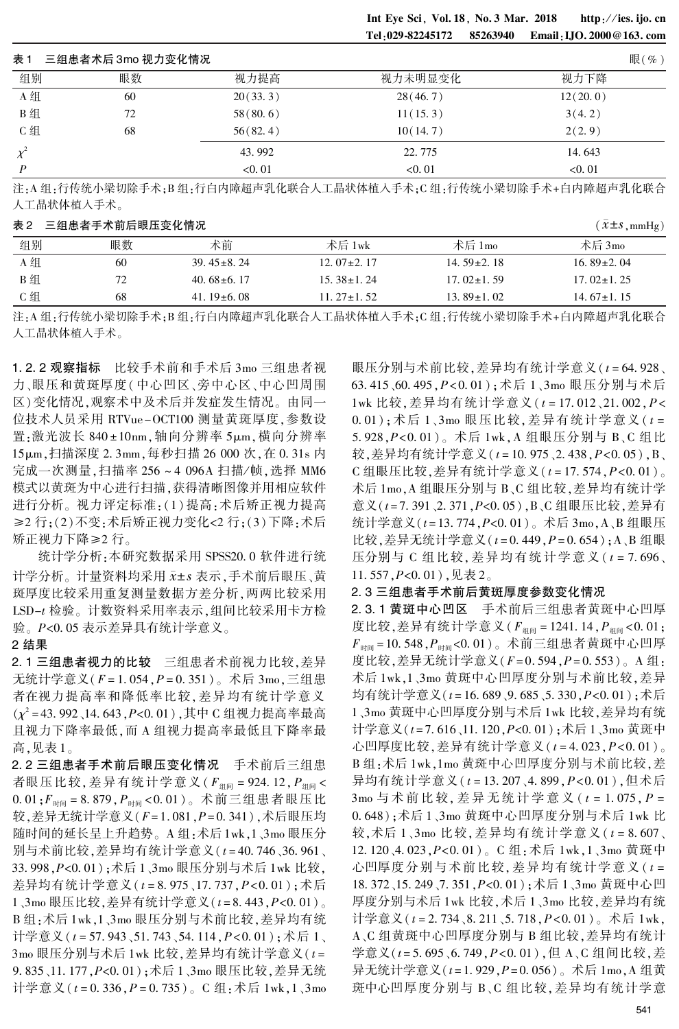**表1　三组患者术后3mo视力变化情况**　　　　眼(%)

| 组别 | 眼数 | 视力提高 | 视力未明显变化 | 视力下降 |
|---|---|---|---|---|
| A组 | 60 | 20(33.3) | 28(46.7) | 12(20.0) |
| B组 | 72 | 58(80.6) | 11(15.3) | 3(4.2) |
| C组 | 68 | 56(82.4) | 10(14.7) | 2(2.9) |
| $\chi^2$ | | 43.992 | 22.775 | 14.643 |
| $P$ | | <0.01 | <0.01 | <0.01 |

注:A组:行传统小梁切除手术;B组:行白内障超声乳化联合人工晶状体植入手术;C组:行传统小梁切除手术+白内障超声乳化联合人工晶状体植入手术。

**表2　三组患者手术前后眼压变化情况**　　　　($\bar{x}\pm s$,mmHg)

| 组别 | 眼数 | 术前 | 术后1wk | 术后1mo | 术后3mo |
|---|---|---|---|---|---|
| A组 | 60 | 39.45±8.24 | 12.07±2.17 | 14.59±2.18 | 16.89±2.04 |
| B组 | 72 | 40.68±6.17 | 15.38±1.24 | 17.02±1.59 | 17.02±1.25 |
| C组 | 68 | 41.19±6.08 | 11.27±1.52 | 13.89±1.02 | 14.67±1.15 |

注:A组:行传统小梁切除手术;B组:行白内障超声乳化联合人工晶状体植入手术;C组:行传统小梁切除手术+白内障超声乳化联合人工晶状体植入手术。

**1.2.2 观察指标**　比较手术前和手术后3mo三组患者视力、眼压和黄斑厚度(中心凹区、旁中心区、中心凹周围区)变化情况,观察术中及术后并发症发生情况。由同一位技术人员采用RTVue-OCT100测量黄斑厚度,参数设置:激光波长840±10nm,轴向分辨率5μm,横向分辨率15μm,扫描深度2.3mm,每秒扫描26 000次,在0.31s内完成一次测量,扫描率256~4 096A扫描/帧,选择MM6模式以黄斑为中心进行扫描,获得清晰图像并用相应软件进行分析。视力评定标准:(1)提高:术后矫正视力提高≥2行;(2)不变:术后矫正视力变化<2行;(3)下降:术后矫正视力下降≥2行。

统计学分析:本研究数据采用SPSS20.0软件进行统计学分析。计量资料均采用$\bar{x}\pm s$表示,手术前后眼压、黄斑厚度比较采用重复测量数据方差分析,两两比较采用LSD-$t$检验。计数资料采用率表示,组间比较采用卡方检验。$P<0.05$表示差异具有统计学意义。

## 2 结果

**2.1 三组患者视力的比较**　三组患者术前视力比较,差异无统计学意义($F=1.054$,$P=0.351$)。术后3mo,三组患者在视力提高率和降低率比较,差异均有统计学意义($\chi^2=43.992$、$14.643$,$P<0.01$),其中C组视力提高率最高且视力下降率最低,而A组视力提高率最低且下降率最高,见表1。

**2.2 三组患者手术前后眼压变化情况**　手术前后三组患者眼压比较,差异有统计学意义($F_{组间}=924.12$,$P_{组间}<0.01$;$F_{时间}=8.879$,$P_{时间}<0.01$)。术前三组患者眼压比较,差异无统计学意义($F=1.081$,$P=0.341$),术后眼压均随时间的延长呈上升趋势。A组:术后1wk,1、3mo眼压分别与术前比较,差异均有统计学意义($t=40.746$、$36.961$、$33.998$,$P<0.01$);术后1、3mo眼压分别与术后1wk比较,差异均有统计学意义($t=8.975$、$17.737$,$P<0.01$);术后1、3mo眼压比较,差异有统计学意义($t=8.443$,$P<0.01$)。B组:术后1wk,1、3mo眼压分别与术前比较,差异均有统计学意义($t=57.943$、$51.743$、$54.114$,$P<0.01$);术后1、3mo眼压分别与术后1wk比较,差异均有统计学意义($t=9.835$、$11.177$,$P<0.01$);术后1、3mo眼压比较,差异无统计学意义($t=0.336$,$P=0.735$)。C组:术后1wk,1、3mo眼压分别与术前比较,差异均有统计学意义($t=64.928$、$63.415$、$60.495$,$P<0.01$);术后1、3mo眼压分别与术后1wk比较,差异均有统计学意义($t=17.012$、$21.002$,$P<0.01$);术后1、3mo眼压比较,差异有统计学意义($t=5.928$,$P<0.01$)。术后1wk,A组眼压分别与B、C组比较,差异均有统计学意义($t=10.975$、$2.438$,$P<0.05$),B、C组眼压比较,差异有统计学意义($t=17.574$,$P<0.01$)。术后1mo,A组眼压分别与B、C组比较,差异均有统计学意义($t=7.391$、$2.371$,$P<0.05$),B、C组眼压比较,差异有统计学意义($t=13.774$,$P<0.01$)。术后3mo,A、B组眼压比较,差异无统计学意义($t=0.449$,$P=0.654$);A、B组眼压分别与C组比较,差异均有统计学意义($t=7.696$、$11.557$,$P<0.01$),见表2。

**2.3 三组患者手术前后黄斑厚度参数变化情况**

**2.3.1 黄斑中心凹区**　手术前后三组患者黄斑中心凹厚度比较,差异有统计学意义($F_{组间}=1241.14$,$P_{组间}<0.01$;$F_{时间}=10.548$,$P_{时间}<0.01$)。术前三组患者黄斑中心凹厚度比较,差异无统计学意义($F=0.594$,$P=0.553$)。A组:术后1wk,1、3mo黄斑中心凹厚度分别与术前比较,差异均有统计学意义($t=16.689$、$9.685$、$5.330$,$P<0.01$);术后1、3mo黄斑中心凹厚度分别与术后1wk比较,差异均有统计学意义($t=7.616$、$11.120$,$P<0.01$);术后1、3mo黄斑中心凹厚度比较,差异有统计学意义($t=4.023$,$P<0.01$)。B组:术后1wk,1mo黄斑中心凹厚度分别与术前比较,差异均有统计学意义($t=13.207$、$4.899$,$P<0.01$),但术后3mo与术前比较,差异无统计学意义($t=1.075$,$P=0.648$);术后1、3mo黄斑中心凹厚度分别与术后1wk比较,术后1、3mo比较,差异均有统计学意义($t=8.607$、$12.120$、$4.023$,$P<0.01$)。C组:术后1wk,1、3mo黄斑中心凹厚度分别与术前比较,差异均有统计学意义($t=18.372$、$15.249$、$7.351$,$P<0.01$);术后1、3mo黄斑中心凹厚度分别与术后1wk比较,术后1、3mo比较,差异均有统计学意义($t=2.734$、$8.211$、$5.718$,$P<0.01$)。术后1wk,A、C组黄斑中心凹厚度分别与B组比较,差异均有统计学意义($t=5.695$、$6.749$,$P<0.01$),但A、C组间比较,差异无统计学意义($t=1.929$,$P=0.056$)。术后1mo,A组黄斑中心凹厚度分别与B、C组比较,差异均有统计学意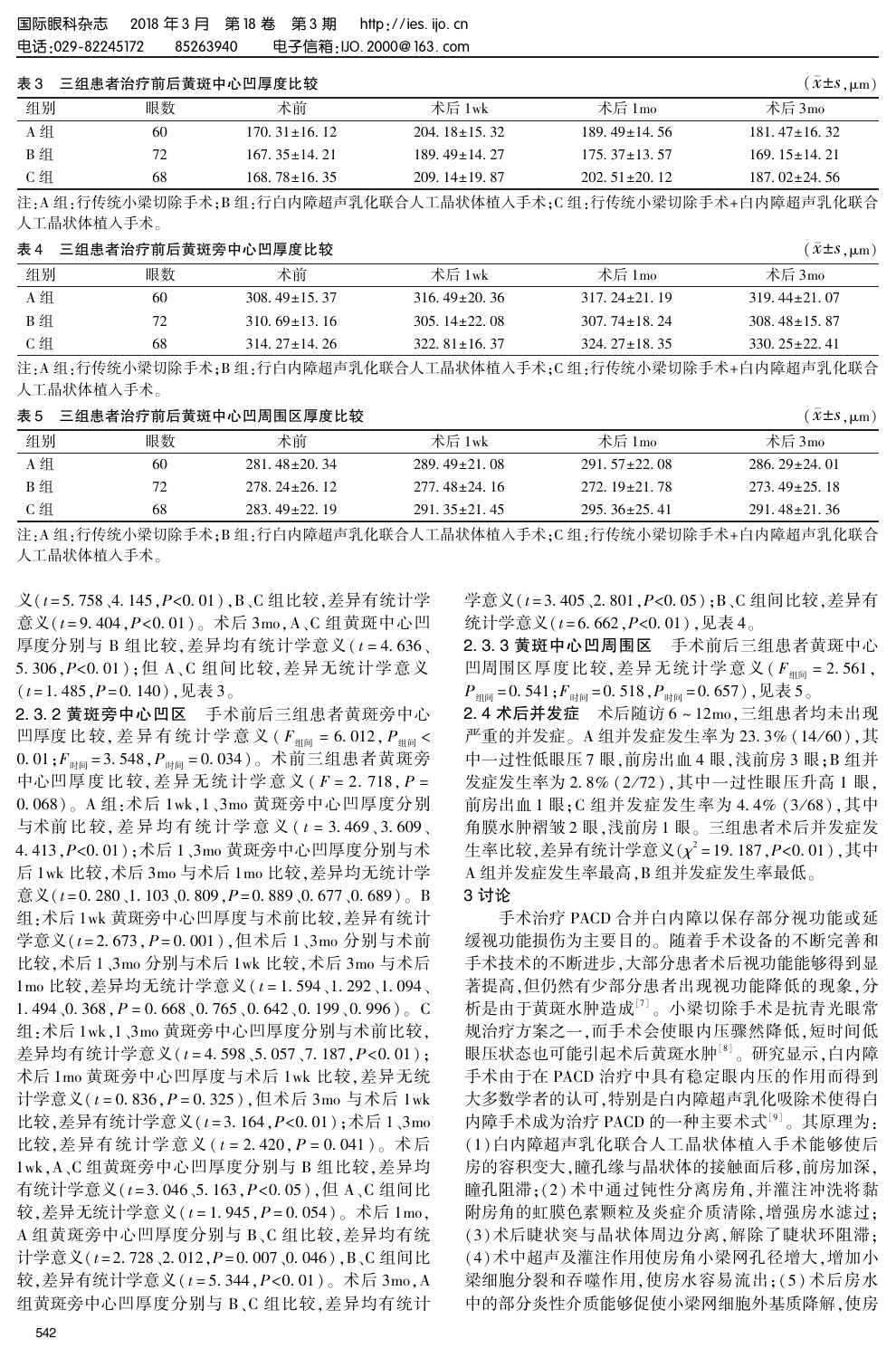**表3　三组患者治疗前后黄斑中心凹厚度比较**　($\bar{x}\pm s$, μm)

| 组别 | 眼数 | 术前 | 术后1wk | 术后1mo | 术后3mo |
|---|---|---|---|---|---|
| A组 | 60 | 170.31±16.12 | 204.18±15.32 | 189.49±14.56 | 181.47±16.32 |
| B组 | 72 | 167.35±14.21 | 189.49±14.27 | 175.37±13.57 | 169.15±14.21 |
| C组 | 68 | 168.78±16.35 | 209.14±19.87 | 202.51±20.12 | 187.02±24.56 |

注:A组:行传统小梁切除手术;B组:行白内障超声乳化联合人工晶状体植入手术;C组:行传统小梁切除手术+白内障超声乳化联合人工晶状体植入手术。

**表4　三组患者治疗前后黄斑旁中心凹厚度比较**　($\bar{x}\pm s$, μm)

| 组别 | 眼数 | 术前 | 术后1wk | 术后1mo | 术后3mo |
|---|---|---|---|---|---|
| A组 | 60 | 308.49±15.37 | 316.49±20.36 | 317.24±21.19 | 319.44±21.07 |
| B组 | 72 | 310.69±13.16 | 305.14±22.08 | 307.74±18.24 | 308.48±15.87 |
| C组 | 68 | 314.27±14.26 | 322.81±16.37 | 324.27±18.35 | 330.25±22.41 |

注:A组:行传统小梁切除手术;B组:行白内障超声乳化联合人工晶状体植入手术;C组:行传统小梁切除手术+白内障超声乳化联合人工晶状体植入手术。

**表5　三组患者治疗前后黄斑中心凹周围区厚度比较**　($\bar{x}\pm s$, μm)

| 组别 | 眼数 | 术前 | 术后1wk | 术后1mo | 术后3mo |
|---|---|---|---|---|---|
| A组 | 60 | 281.48±20.34 | 289.49±21.08 | 291.57±22.08 | 286.29±24.01 |
| B组 | 72 | 278.24±26.12 | 277.48±24.16 | 272.19±21.78 | 273.49±25.18 |
| C组 | 68 | 283.49±22.19 | 291.35±21.45 | 295.36±25.41 | 291.48±21.36 |

注:A组:行传统小梁切除手术;B组:行白内障超声乳化联合人工晶状体植入手术;C组:行传统小梁切除手术+白内障超声乳化联合人工晶状体植入手术。

义($t$=5.758、4.145,$P$<0.01),B、C组比较,差异有统计学意义($t$=9.404,$P$<0.01)。术后3mo,A、C组黄斑中心凹厚度分别与B组比较,差异均有统计学意义($t$=4.636、5.306,$P$<0.01);但A、C组间比较,差异无统计学意义($t$=1.485,$P$=0.140),见表3。

**2.3.2 黄斑旁中心凹区**　手术前后三组患者黄斑旁中心凹厚度比较,差异有统计学意义($F_{组间}$=6.012,$P_{组间}$<0.01;$F_{时间}$=3.548,$P_{时间}$=0.034)。术前三组患者黄斑旁中心凹厚度比较,差异无统计学意义($F$=2.718,$P$=0.068)。A组:术后1wk、1、3mo黄斑旁中心凹厚度分别与术前比较,差异均有统计学意义($t$=3.469、3.609、4.413,$P$<0.01);术后1、3mo黄斑旁中心凹厚度分别与术后1wk比较,术后3mo与术后1mo比较,差异均无统计学意义($t$=0.280、1.503、0.809,$P$=0.889、0.677、0.689)。B组:术后1wk黄斑旁中心凹厚度与术前比较,差异有统计学意义($t$=2.673,$P$=0.001),但术后1、3mo分别与术前比较,术后1、3mo分别与术后1wk比较,术后3mo与术后1mo比较,差异均无统计学意义($t$=1.594、1.292、1.094、1.494、0.368,$P$=0.668、0.765、0.642、0.199、0.996)。C组:术后1wk、1、3mo黄斑旁中心凹厚度分别与术前比较,差异均有统计学意义($t$=4.598、5.057、7.187,$P$<0.01);术后1mo黄斑旁中心凹厚度与术后1wk比较,差异无统计学意义($t$=0.836,$P$=0.325),但术后3mo与术后1wk比较,差异有统计学意义($t$=3.164,$P$<0.01);术后1、3mo比较,差异有统计学意义($t$=2.420,$P$=0.041)。术后1wk,A、C组黄斑旁中心凹厚度分别与B组比较,差异均有统计学意义($t$=3.046、5.163,$P$<0.05),但A、C组间比较,差异无统计学意义($t$=1.945,$P$=0.054)。术后1mo,A组黄斑旁中心凹厚度分别与B、C组比较,差异均有统计学意义($t$=2.728、2.012,$P$=0.007、0.046),B、C组间比较,差异有统计学意义($t$=5.344,$P$<0.01)。术后3mo,A组黄斑旁中心凹厚度分别与B、C组比较,差异均有统计学意义($t$=3.405、2.801,$P$<0.05);B、C组间比较,差异有统计学意义($t$=6.662,$P$<0.01),见表4。

**2.3.3 黄斑中心凹周围区**　手术前后三组患者黄斑中心凹周围区厚度比较,差异无统计学意义($F_{组间}$=2.561,$P_{组间}$=0.541;$F_{时间}$=0.518,$P_{时间}$=0.657),见表5。

**2.4 术后并发症**　术后随访6~12mo,三组患者均未出现严重的并发症。A组并发症发生率为23.3%(14/60),其中一过性低眼压7眼,前房出血4眼,浅前房3眼;B组并发症发生率为2.8%(2/72),其中一过性眼压升高1眼,前房出血1眼;C组并发症发生率为4.4%(3/68),其中角膜水肿褶皱2眼,浅前房1眼。三组患者术后并发症发生率比较,差异有统计学意义($\chi^2$=19.187,$P$<0.01),其中A组并发症发生率最高,B组并发症发生率最低。

## 3 讨论

手术治疗PACD合并白内障以保存部分视功能或延缓视功能损伤为主要目的。随着手术设备的不断完善和手术技术的不断进步,大部分患者术后视功能能够得到显著提高,但仍然有少部分患者出现视功能降低的现象,分析是由于黄斑水肿造成[7]。小梁切除手术是抗青光眼常规治疗方案之一,而手术会使眼内压骤然降低,短时间低眼压状态也可能引起术后黄斑水肿[8]。研究显示,白内障手术由于在PACD治疗中具有稳定眼内压的作用而得到大多数学者的认可,特别是白内障超声乳化吸除术使得白内障手术成为治疗PACD的一种主要术式[9]。其原理为:(1)白内障超声乳化联合人工晶状体植入手术能够使后房的容积变大,瞳孔缘与晶状体的接触面后移,前房加深,瞳孔阻滞;(2)术中通过钝性分离房角,并灌注冲洗将黏附房角的虹膜色素颗粒及炎症介质清除,增强房水滤过;(3)术后睫状突与晶状体周边分离,解除了睫状环阻滞;(4)术中超声及灌注作用使房角小梁网孔径增大,增加小梁细胞分裂和吞噬作用,使房水容易流出;(5)术后房水中的部分炎性介质能够促使小梁网细胞外基质降解,使房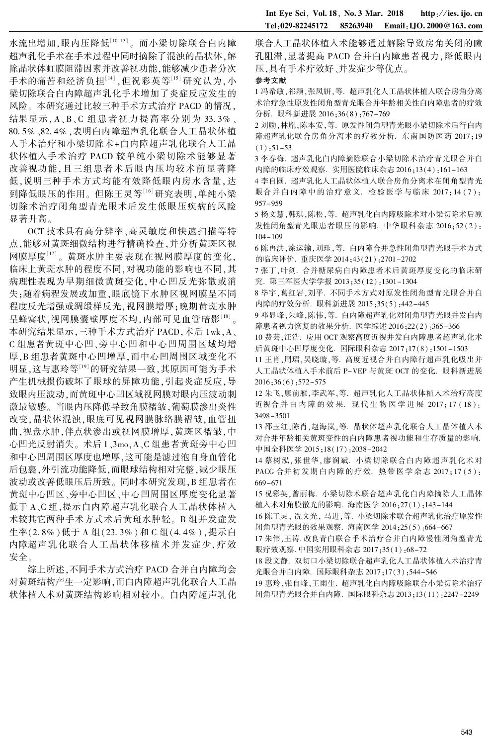水流出增加，眼内压降低[10-13]。而小梁切除联合白内障超声乳化手术在手术过程中同时摘除了混浊的晶状体，解除晶状体虹膜阻滞因素并改善视功能，能够减少患者分次手术的痛苦和经济负担[14]，但祝彩英等[15]研究认为，小梁切除联合白内障超声乳化手术增加了炎症反应发生的风险。本研究通过比较三种手术方式治疗 PACD 的情况，结果显示，A、B、C 组患者视力提高率分别为 33.3%、80.5%、82.4%，表明白内障超声乳化联合人工晶状体植入手术治疗和小梁切除术+白内障超声乳化联合人工晶状体植入手术治疗 PACD 较单纯小梁切除术能够显著改善视功能，且三组患者术后眼内压均较术前显著降低，说明三种手术方式均能有效降低眼内房水含量，达到降低眼压的作用。但陈王灵等[16]研究表明，单纯小梁切除术治疗闭角型青光眼术后发生低眼压疾病的风险显著升高。

OCT 技术具有高分辨率、高灵敏度和快速扫描等特点，能够对黄斑细微结构进行精确检查，并分析黄斑区视网膜厚度[17]。黄斑水肿主要表现在视网膜厚度的变化，临床上黄斑水肿的程度不同，对视功能的影响也不同，其病理性表现为早期细微黄斑变化，中心凹反光弥散或消失；随着病程发展或加重，眼底镜下水肿区视网膜呈不同程度反光增强或绸缎样反光，视网膜增厚；晚期黄斑水肿呈蜂窝状，视网膜囊壁厚度不均，内部可见血管暗影[18]。本研究结果显示，三种手术方式治疗 PACD，术后 1wk，A、C 组患者黄斑中心凹、旁中心凹和中心凹周围区域均增厚，B 组患者中心凹增厚，而中心凹周围区域变化不明显，这与惠玲等[19]的研究结果一致，其原因可能为手术产生机械损伤破坏了眼球的屏障功能，引起炎症反应，导致眼内压波动，而黄斑中心凹区域视网膜对眼内压波动刺激最敏感。当眼内压降低导致角膜褶皱，葡萄膜渗出炎性改变，晶状体混浊，眼底可见视网膜脉络膜褶皱，血管扭曲，视盘水肿，伴点状渗出或视网膜增厚，黄斑区褶皱，中心凹光反射消失。术后 1、3mo，A、C 组患者黄斑旁中心凹和中心凹周围区厚度也增厚，这可能是滤过泡自身血管化后包裹，外引流功能降低，而眼球结构相对完整，减少眼压波动或改善低眼压后所致。同时本研究发现，B 组患者在黄斑中心凹区、旁中心凹区、中心凹周围区厚度变化显著低于 A、C 组，提示白内障超声乳化联合人工晶状体植入术较其它两种手术方式术后黄斑水肿轻。B 组并发症发生率(2.8%)低于 A 组(23.3%)和 C 组(4.4%)，提示白内障超声乳化联合人工晶状体移植术并发症少，疗效安全。

综上所述，不同手术方式治疗 PACD 合并白内障均会对黄斑结构产生一定影响，而白内障超声乳化联合人工晶状体植入术对黄斑结构影响相对较小。白内障超声乳化联合人工晶状体植入术能够通过解除导致房角关闭的瞳孔阻滞，显著提高 PACD 合并白内障患者视力，降低眼内压，具有手术疗效好、并发症少等优点。

**参考文献**

1 冯希敏，祁颖，张凤妍，等. 超声乳化人工晶状体植入联合房角分离术治疗急性原发性闭角型青光眼合并年龄相关性白内障患者的疗效分析. 眼科新进展 2016;36(8):767-769

2 刘勋，林胤，陈本安，等. 原发性闭角型青光眼小梁切除术后行白内障超声乳化联合房角分离术的疗效分析. 东南国防医药 2017;19(1):51-53

3 李春梅. 超声乳化白内障摘除联合小梁切除术治疗青光眼合并白内障的临床疗效观察. 实用医院临床杂志 2016;13(4):161-163

4 李自圆. 超声乳化人工晶状体植入联合房角分离术在闭角型青光眼合并白内障中的治疗意义. 检验医学与临床 2017;14(7):957-959

5 杨文慧，韩琪，陈松，等. 超声乳化白内障吸除术对小梁切除术后原发性闭角型青光眼患者眼压的影响. 中华眼科杂志 2016;52(2):104-109

6 陈再洪，涂运输，刘珏，等. 白内障合并急性闭角型青光眼手术方式的临床评价. 重庆医学 2014;43(21):2701-2702

7 张丁，叶剑. 合并糖尿病白内障患者术后黄斑厚度变化的临床研究. 第三军医大学学报 2013;35(12):1301-1304

8 毕宇，葛红岩，刘平. 不同手术方式对原发性闭角型青光眼合并白内障的疗效分析. 眼科新进展 2015;35(5):442-445

9 邓显峰，朱峰，陈伟，等. 白内障超声乳化对闭角型青光眼并发白内障患者视力恢复的效果分析. 医学综述 2016;22(2):365-366

10 费芸，汪浩. 应用 OCT 观察高度近视并发白内障患者超声乳化术后黄斑中心凹厚度变化. 国际眼科杂志 2017;17(8):1501-1503

11 王肖，周珺，吴晓璇，等. 高度近视合并白内障行超声乳化吸出并人工晶状体植入手术前后 P-VEP 与黄斑 OCT 的变化. 眼科新进展 2016;36(6):572-575

12 朱飞，康前雁，李武军，等. 超声乳化人工晶状体植入术治疗高度近视合并白内障的效果. 现代生物医学进展 2017;17(18):3498-3501

13 邵玉红，陈肖，赵海岚，等. 晶状体超声乳化联合人工晶体植入术对合并年龄相关黄斑变性的白内障患者视功能和生存质量的影响. 中国全科医学 2015;18(17):2038-2042

14 蔡树泓，张世华，廖润斌. 小梁切除联合白内障超声乳化术对 PACG 合并初发期白内障的疗效. 热带医学杂志 2017;17(5):669-671

15 祝彩英，曾丽梅. 小梁切除术联合超声乳化白内障摘除人工晶体植入术对角膜散光的影响. 海南医学 2016;27(1):143-144

16 陈王灵，冼文光，马进，等. 小梁切除术联合超声乳化治疗原发性闭角型青光眼的效果观察. 海南医学 2014;25(5):664-667

17 朱伟，王涛. 改良青白联合手术治疗合并白内障慢性闭角型青光眼疗效观察. 中国实用眼科杂志 2017;35(1):68-72

18 段文静. 双切口小梁切除联合超声乳化人工晶状体植入术治疗青光眼合并白内障. 国际眼科杂志 2017;17(3):544-546

19 惠玲，张自峰，王雨生. 超声乳化白内障吸除联合小梁切除术治疗闭角型青光眼合并白内障. 国际眼科杂志 2013;13(11):2247-2249